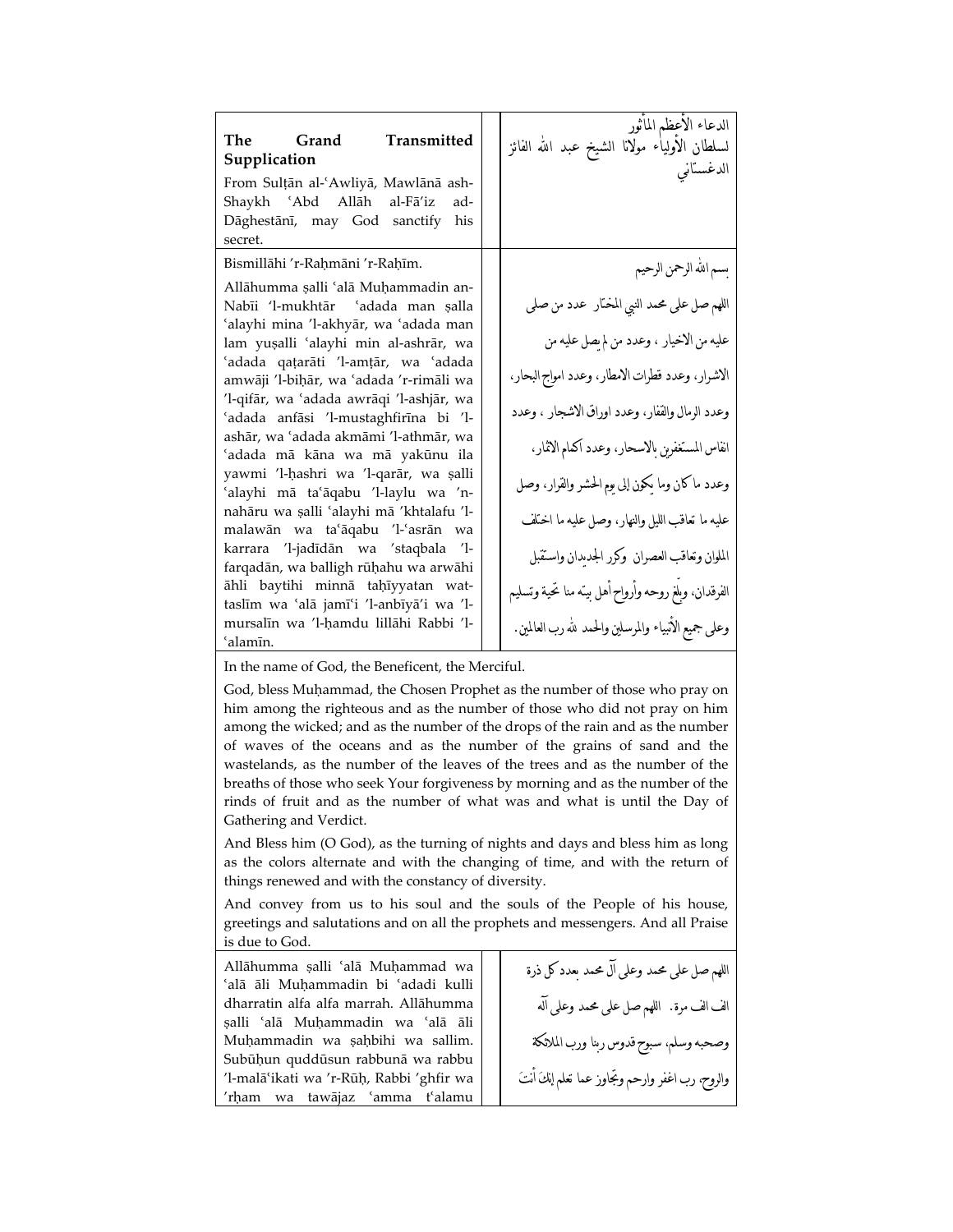| **The Grand Transmitted Supplication**<br>From Sulṭān al-ʿAwliyā, Mawlānā ash-Shaykh ʿAbd Allāh al-Fāʾiz ad-Dāghestānī, may God sanctify his secret. | | الدعاء الأعظم المأثور<br>لسلطان الأولياء مولانا الشيخ عبد الله الفائز الدغستاني |
|---|---|---|
| Bismillāhi ʾr-Raḥmāni ʾr-Raḥīm.<br>Allāhumma ṣalli ʿalā Muḥammadin an-Nabīi ʾl-mukhtār ʿadada man ṣalla ʿalayhi mina ʾl-akhyār, wa ʿadada man lam yuṣalli ʿalayhi min al-ashrār, wa ʿadada qaṭarāti ʾl-amṭār, wa ʿadada amwāji ʾl-biḥār, wa ʿadada ʾr-rimāli wa ʾl-qifār, wa ʿadada awrāqi ʾl-ashjār, wa ʿadada anfāsi ʾl-mustaghfirīna bi ʾl-ashār, wa ʿadada akmāmi ʾl-athmār, wa ʿadada mā kāna wa mā yakūnu ila yawmi ʾl-ḥashri wa ʾl-qarār, wa ṣalli ʿalayhi mā taʿāqabu ʾl-laylu wa ʾn-nahāru wa ṣalli ʿalayhi mā ʾkhtalafu ʾl-malawān wa taʿāqabu ʾl-ʿasrān wa karrara ʾl-jadīdān wa ʾstaqbala ʾl-farqadān, wa balligh rūḥahu wa arwāhi āhli baytihi minnā taḥīyyatan wat-taslīm wa ʿalā jamīʿi ʾl-anbīyāʾi wa ʾl-mursalīn wa ʾl-ḥamdu lillāhi Rabbi ʾl-ʿalamīn. | | بسم الله الرحمن الرحيم<br>اللهم صل على محمد النبي المختار عدد من صلى عليه من الاخيار ، وعدد من لم يصل عليه من الاشرار، وعدد قطرات الامطار، وعدد امواج البحار، وعدد الرمال والقفار، وعدد اوراق الاشجار ، وعدد انفاس المستغفرين بالاسحار، وعدد اكمام الاثمار، وعدد ما كان وما يكون إلى يوم الحشر والقرار، وصل عليه ما تعاقب الليل والنهار، وصل عليه ما اختلف الملوان وتعاقب العصران وكرر الجديدان واستقبل الفرقدان، وبلغ روحه وأرواح أهل بيته منا تحية وتسليم وعلى جميع الأنبياء والمرسلين والحمد لله رب العالمين. |

In the name of God, the Beneficent, the Merciful.

God, bless Muḥammad, the Chosen Prophet as the number of those who pray on him among the righteous and as the number of those who did not pray on him among the wicked; and as the number of the drops of the rain and as the number of waves of the oceans and as the number of the grains of sand and the wastelands, as the number of the leaves of the trees and as the number of the breaths of those who seek Your forgiveness by morning and as the number of the rinds of fruit and as the number of what was and what is until the Day of Gathering and Verdict.

And Bless him (O God), as the turning of nights and days and bless him as long as the colors alternate and with the changing of time, and with the return of things renewed and with the constancy of diversity.

And convey from us to his soul and the souls of the People of his house, greetings and salutations and on all the prophets and messengers. And all Praise is due to God.

| Allāhumma ṣalli ʿalā Muḥammad wa ʿalā āli Muḥammadin bi ʿadadi kulli dharratin alfa alfa marrah. Allāhumma ṣalli ʿalā Muḥammadin wa ʿalā āli Muḥammadin wa ṣaḥbihi wa sallim. Subūḥun quddūsun rabbunā wa rabbu ʾl-malāʾikati wa ʾr-Rūḥ, Rabbi ʾghfir wa ʾrḥam wa tawājaz ʿamma tʿalamu | | اللهم صل على محمد وعلى آل محمد بعدد كل ذرة الف الف مرة. اللهم صل على محمد وعلى آله وصحبه وسلم، سبوح قدوس ربنا ورب الملائكة والروح، رب اغفر وارحم وتجاوز عما تعلم إنكَ أنتَ |
|---|---|---|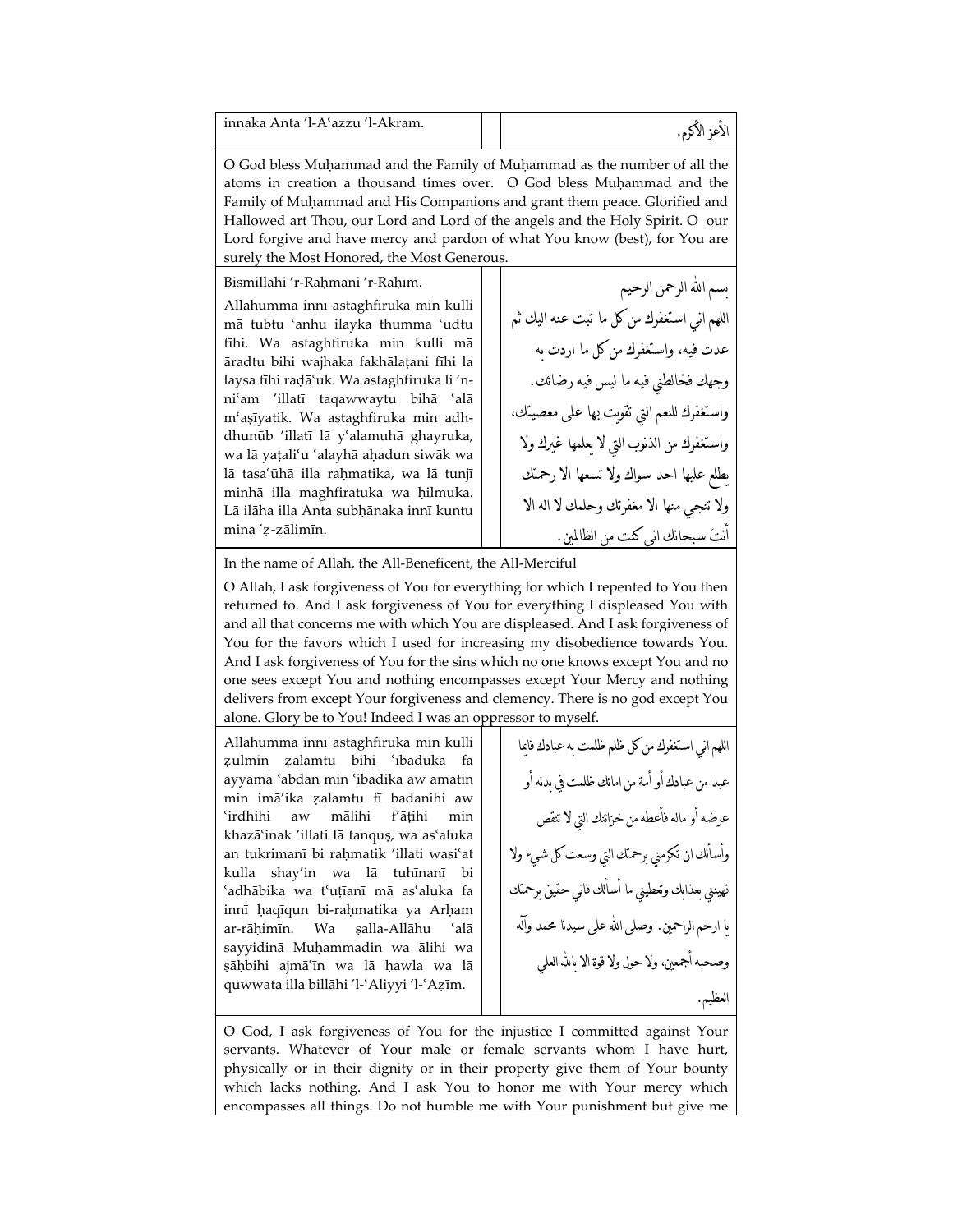| innaka Anta 'l-A'azzu 'l-Akram. | | الأعز الأكرم. |
|---|---|---|

O God bless Muḥammad and the Family of Muḥammad as the number of all the atoms in creation a thousand times over. O God bless Muḥammad and the Family of Muḥammad and His Companions and grant them peace. Glorified and Hallowed art Thou, our Lord and Lord of the angels and the Holy Spirit. O our Lord forgive and have mercy and pardon of what You know (best), for You are surely the Most Honored, the Most Generous.

| Bismillāhi 'r-Raḥmāni 'r-Raḥīm. Allāhumma innī astaghfiruka min kulli mā tubtu 'anhu ilayka thumma 'udtu fīhi. Wa astaghfiruka min kulli mā āradtu bihi wajhaka fakhālaṭani fīhi la laysa fīhi raḍā'uk. Wa astaghfiruka li 'n-ni'am 'illatī taqawwaytu bihā 'alā m'aṣīyatik. Wa astaghfiruka min adh-dhunūb 'illatī lā y'alamuhā ghayruka, wa lā yaṭali'u 'alayhā aḥadun siwāk wa lā tasa'ūhā illa raḥmatika, wa lā tunjī minhā illa maghfiratuka wa ḥilmuka. Lā ilāha illa Anta subḥānaka innī kuntu mina 'ẓ-ẓālimīn. | | بسم الله الرحمن الرحيم اللهم اني استغفرك من كل ما تبت عنه اليك ثم عدت فيه، واستغفرك من كل ما اردت به وجهك فخالطني فيه ما ليس فيه رضائك. واستغفرك للنعم التي تقويت بها على معصيتك، واستغفرك من الذنوب التي لا يعلمها غيرك ولا يطلع عليها احد سواك ولا تسعها الا رحمتك ولا تنجي منها الا مغفرتك وحلمك لا اله الا أنتَ سبحانك اني كنت من الظالمين. |
|---|---|---|

In the name of Allah, the All-Beneficent, the All-Merciful

O Allah, I ask forgiveness of You for everything for which I repented to You then returned to. And I ask forgiveness of You for everything I displeased You with and all that concerns me with which You are displeased. And I ask forgiveness of You for the favors which I used for increasing my disobedience towards You. And I ask forgiveness of You for the sins which no one knows except You and no one sees except You and nothing encompasses except Your Mercy and nothing delivers from except Your forgiveness and clemency. There is no god except You alone. Glory be to You! Indeed I was an oppressor to myself.

| Allāhumma innī astaghfiruka min kulli ẓulmin ẓalamtu bihi 'ībāduka fa ayyamā 'abdan min 'ibādika aw amatin min imā'ika ẓalamtu fī badanihi aw 'irdhihi aw mālihi f'āṭihi min khazā'inak 'illati lā tanquṣ, wa as'aluka an tukrimanī bi raḥmatik 'illati wasi'at kulla shay'in wa lā tuhīnanī bi 'adhābika wa t'uṭīanī mā as'aluka fa innī ḥaqīqun bi-raḥmatika ya Arḥam ar-rāḥimīn. Wa ṣalla-Allāhu 'alā sayyidinā Muḥammadin wa ālihi wa ṣāḥbihi ajmā'īn wa lā ḥawla wa lā quwwata illa billāhi 'l-'Aliyyi 'l-'Aẓīm. | | اللهم اني استغفرك من كل ظلم ظلمت به عبادك فايما عبد من عبادك أو أمة من امائك ظلمت في بدنه أو عرضه أو ماله فأعطه من خزائنك التي لا تنقص وأسألك ان تكرمني برحمتك التي وسعت كل شيء ولا تهينني بعذابك وتعطيني ما أسألك فاني حقيق برحمتك يا ارحم الراحمين. وصلى الله على سيدنا محمد وآله وصحبه أجمعين، ولا حول ولا قوة الا بالله العلي العظيم. |
|---|---|---|

O God, I ask forgiveness of You for the injustice I committed against Your servants. Whatever of Your male or female servants whom I have hurt, physically or in their dignity or in their property give them of Your bounty which lacks nothing. And I ask You to honor me with Your mercy which encompasses all things. Do not humble me with Your punishment but give me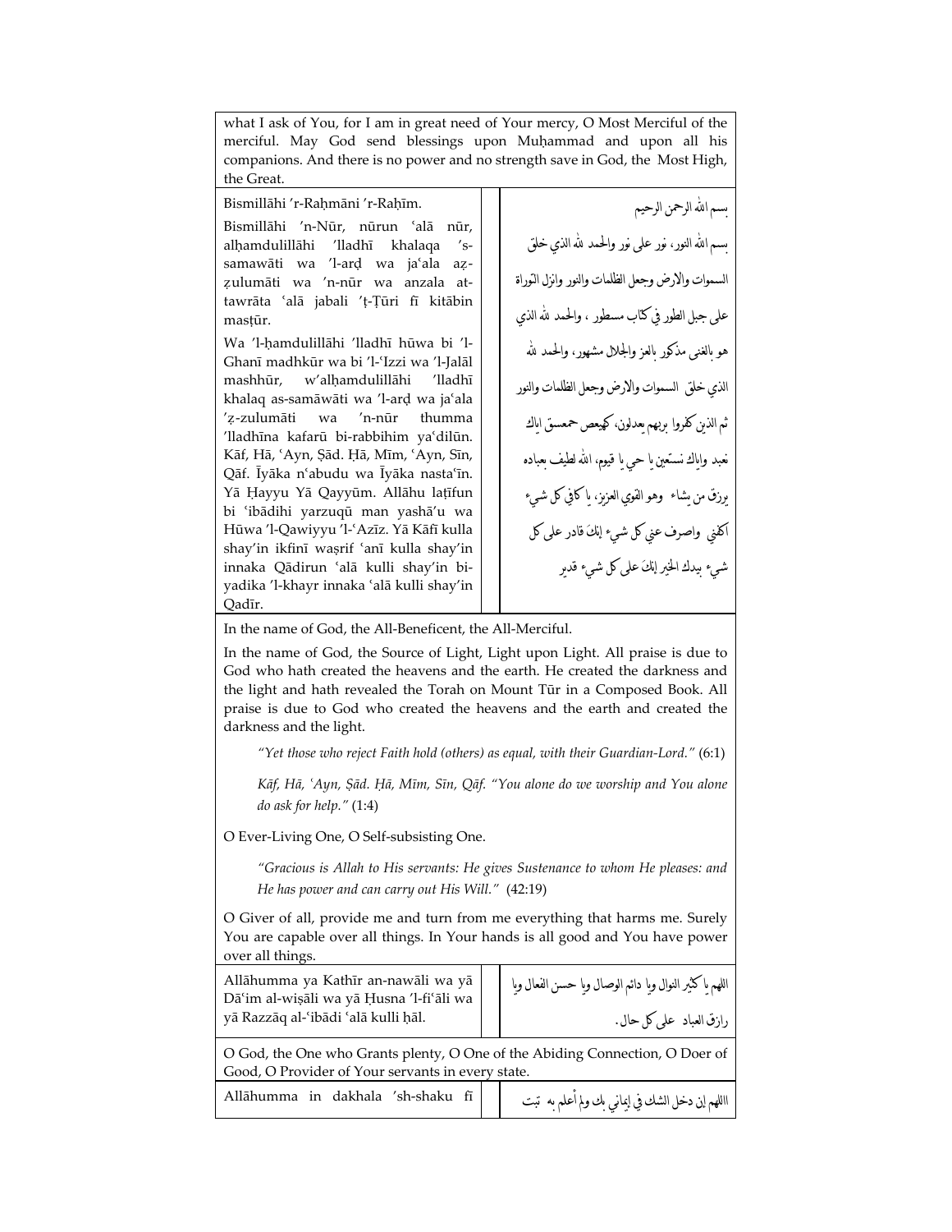what I ask of You, for I am in great need of Your mercy, O Most Merciful of the merciful. May God send blessings upon Muḥammad and upon all his companions. And there is no power and no strength save in God, the Most High, the Great.

| Transliteration | Arabic |
|---|---|
| Bismillāhi ’r-Raḥmāni ’r-Raḥīm.<br>Bismillāhi ’n-Nūr, nūrun ‘alā nūr, alḥamdulillāhi ’lladhī khalaqa ’s-samawāti wa ’l-arḍ wa ja‘ala aẓ-ẓulumāti wa ’n-nūr wa anzala at-tawrāta ‘alā jabali ’ṭ-Ṭūri fī kitābin masṭūr.<br>Wa ’l-ḥamdulillāhi ’lladhī hūwa bi ’l-Ghanī madhkūr wa bi ’l-‘Izzi wa ’l-Jalāl mashhūr, w’alḥamdulillāhi ’lladhī khalaq as-samāwāti wa ’l-arḍ wa ja‘ala ’ẓ-ẓulumāti wa ’n-nūr thumma ’lladhīna kafarū bi-rabbihim ya‘dilūn. Kāf, Hā, ‘Ayn, Ṣād. Ḥā, Mīm, ‘Ayn, Sīn, Qāf. Īyāka n‘abudu wa Īyāka nasta‘īn. Yā Ḥayyu Yā Qayyūm. Allāhu laṭīfun bi ‘ibādihi yarzuqū man yashā’u wa Hūwa ’l-Qawiyyu ’l-‘Azīz. Yā Kāfī kulla shay’in ikfinī waṣrif ‘anī kulla shay’in innaka Qādirun ‘alā kulli shay’in bi-yadika ’l-khayr innaka ‘alā kulli shay’in Qadīr. | بسم الله الرحمن الرحيم<br>بسم الله النور، نور على نور والحمد لله الذي خلق السموات والارض وجعل الظلمات والنور وانزل التوراة على جبل الطور في كتاب مسطور ، والحمد لله الذي هو بالغنى مذكور بالعز والجلال مشهور، والحمد لله الذي خلق السموات والارض وجعل الظلمات والنور ثم الذين كفروا بربهم يعدلون، كهيعص حمعسق اياك نعبد واياك نستعين يا حي يا قيوم، الله لطيف بعباده يرزق من يشاء وهو القوي العزيز، يا كافي كل شيء اكفني واصرف عني كل شيء إنكَ قادر على كل شيء بيدك الخير إنكَ على كل شيء قدير |

In the name of God, the All-Beneficent, the All-Merciful.

In the name of God, the Source of Light, Light upon Light. All praise is due to God who hath created the heavens and the earth. He created the darkness and the light and hath revealed the Torah on Mount Tūr in a Composed Book. All praise is due to God who created the heavens and the earth and created the darkness and the light.

> *"Yet those who reject Faith hold (others) as equal, with their Guardian-Lord."* (6:1)

> *Kāf, Hā, ‘Ayn, Ṣād. Ḥā, Mīm, Sīn, Qāf. "You alone do we worship and You alone do ask for help."* (1:4)

O Ever-Living One, O Self-subsisting One.

> *"Gracious is Allah to His servants: He gives Sustenance to whom He pleases: and He has power and can carry out His Will."* (42:19)

O Giver of all, provide me and turn from me everything that harms me. Surely You are capable over all things. In Your hands is all good and You have power over all things.

| Transliteration | Arabic |
|---|---|
| Allāhumma ya Kathīr an-nawāli wa yā Dā‘im al-wiṣāli wa yā Ḥusna ’l-fi‘āli wa yā Razzāq al-‘ibādi ‘alā kulli ḥāl. | اللهم يا كثير النوال ويا دائم الوصال ويا حسن الفعال ويا رازق العباد على كل حال. |

O God, the One who Grants plenty, O One of the Abiding Connection, O Doer of Good, O Provider of Your servants in every state.

| Transliteration | Arabic |
|---|---|
| Allāhumma in dakhala ’sh-shaku fī | االلهم إن دخل الشك في إيماني بك ولم أعلم به تبت |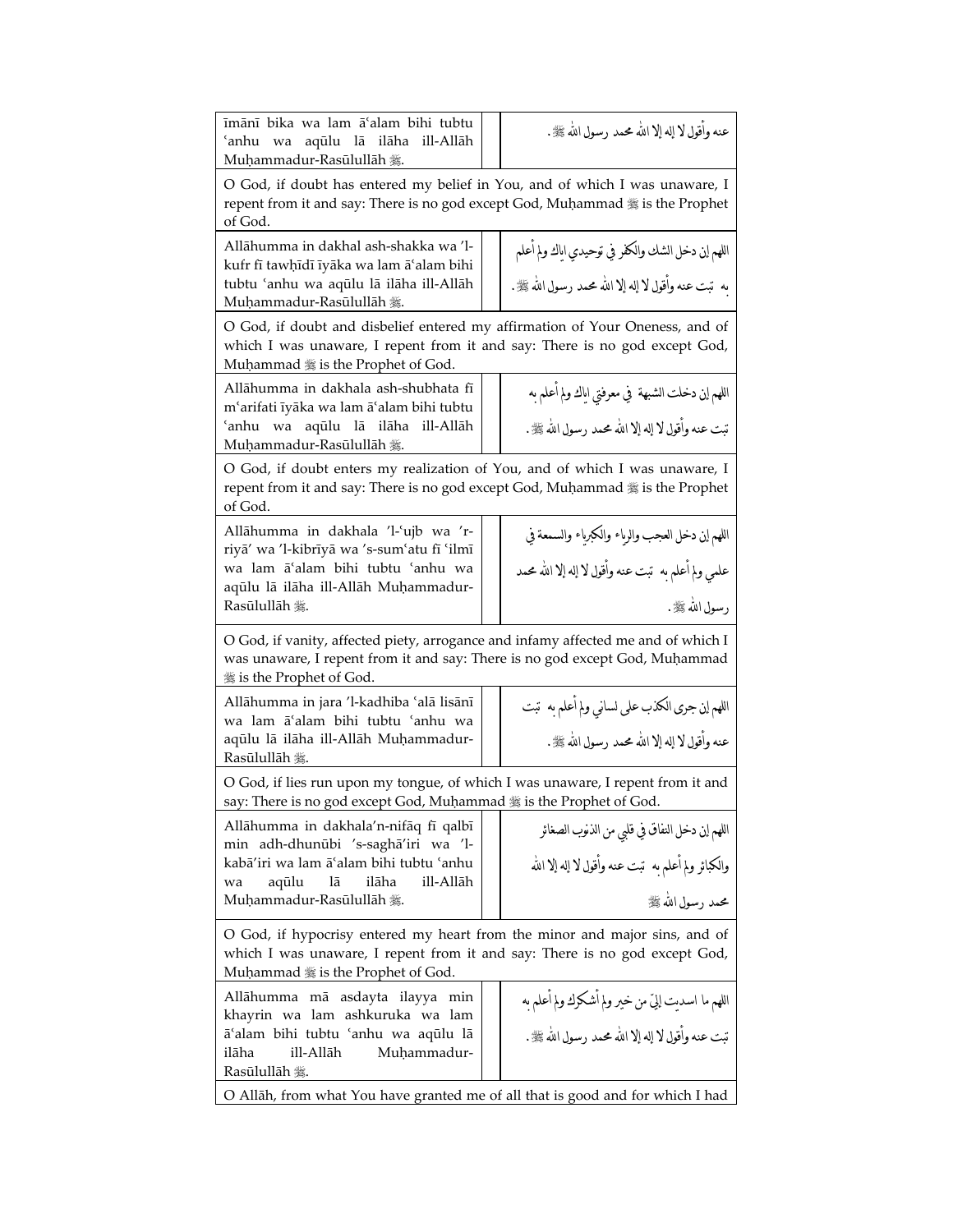| | |
|---|---|
| īmānī bika wa lam āʿalam bihi tubtu ʿanhu wa aqūlu lā ilāha ill-Allāh Muḥammadur-Rasūlullāh ﷺ. | عنه وأقول لا إله إلا الله محمد رسول الله ﷺ. |
| O God, if doubt has entered my belief in You, and of which I was unaware, I repent from it and say: There is no god except God, Muḥammad ﷺ is the Prophet of God. | |
| Allāhumma in dakhal ash-shakka wa 'l-kufr fī tawḥīdī īyāka wa lam āʿalam bihi tubtu ʿanhu wa aqūlu lā ilāha ill-Allāh Muḥammadur-Rasūlullāh ﷺ. | اللهم إن دخل الشك والكفر في توحيدي اياك ولم أعلم به تبت عنه وأقول لا إله إلا الله محمد رسول الله ﷺ. |
| O God, if doubt and disbelief entered my affirmation of Your Oneness, and of which I was unaware, I repent from it and say: There is no god except God, Muḥammad ﷺ is the Prophet of God. | |
| Allāhumma in dakhala ash-shubhata fī mʿarifati īyāka wa lam āʿalam bihi tubtu ʿanhu wa aqūlu lā ilāha ill-Allāh Muḥammadur-Rasūlullāh ﷺ. | اللهم إن دخلت الشبهة في معرفتي اياك ولم أعلم به تبت عنه وأقول لا إله إلا الله محمد رسول الله ﷺ. |
| O God, if doubt enters my realization of You, and of which I was unaware, I repent from it and say: There is no god except God, Muḥammad ﷺ is the Prophet of God. | |
| Allāhumma in dakhala 'l-ʿujb wa 'r-riyā' wa 'l-kibrīyā wa 's-sumʿatu fī ʿilmī wa lam āʿalam bihi tubtu ʿanhu wa aqūlu lā ilāha ill-Allāh Muḥammadur-Rasūlullāh ﷺ. | اللهم إن دخل العجب والرياء والكبرياء والسمعة في علمي ولم أعلم به تبت عنه وأقول لا إله إلا الله محمد رسول الله ﷺ. |
| O God, if vanity, affected piety, arrogance and infamy affected me and of which I was unaware, I repent from it and say: There is no god except God, Muḥammad ﷺ is the Prophet of God. | |
| Allāhumma in jara 'l-kadhiba ʿalā lisānī wa lam āʿalam bihi tubtu ʿanhu wa aqūlu lā ilāha ill-Allāh Muḥammadur-Rasūlullāh ﷺ. | اللهم إن جرى الكذب على لساني ولم أعلم به تبت عنه وأقول لا إله إلا الله محمد رسول الله ﷺ. |
| O God, if lies run upon my tongue, of which I was unaware, I repent from it and say: There is no god except God, Muḥammad ﷺ is the Prophet of God. | |
| Allāhumma in dakhala'n-nifāq fī qalbī min adh-dhunūbi 's-saghā'iri wa 'l-kabā'iri wa lam āʿalam bihi tubtu ʿanhu wa aqūlu lā ilāha ill-Allāh Muḥammadur-Rasūlullāh ﷺ. | اللهم إن دخل النفاق في قلبي من الذنوب الصغائر والكبائر ولم أعلم به تبت عنه وأقول لا إله إلا الله محمد رسول الله ﷺ |
| O God, if hypocrisy entered my heart from the minor and major sins, and of which I was unaware, I repent from it and say: There is no god except God, Muḥammad ﷺ is the Prophet of God. | |
| Allāhumma mā asdayta ilayya min khayrin wa lam ashkuruka wa lam āʿalam bihi tubtu ʿanhu wa aqūlu lā ilāha ill-Allāh Muḥammadur-Rasūlullāh ﷺ. | اللهم ما اسديت إليّ من خير ولم أشكرك ولم أعلم به تبت عنه وأقول لا إله إلا الله محمد رسول الله ﷺ. |
| O Allāh, from what You have granted me of all that is good and for which I had | |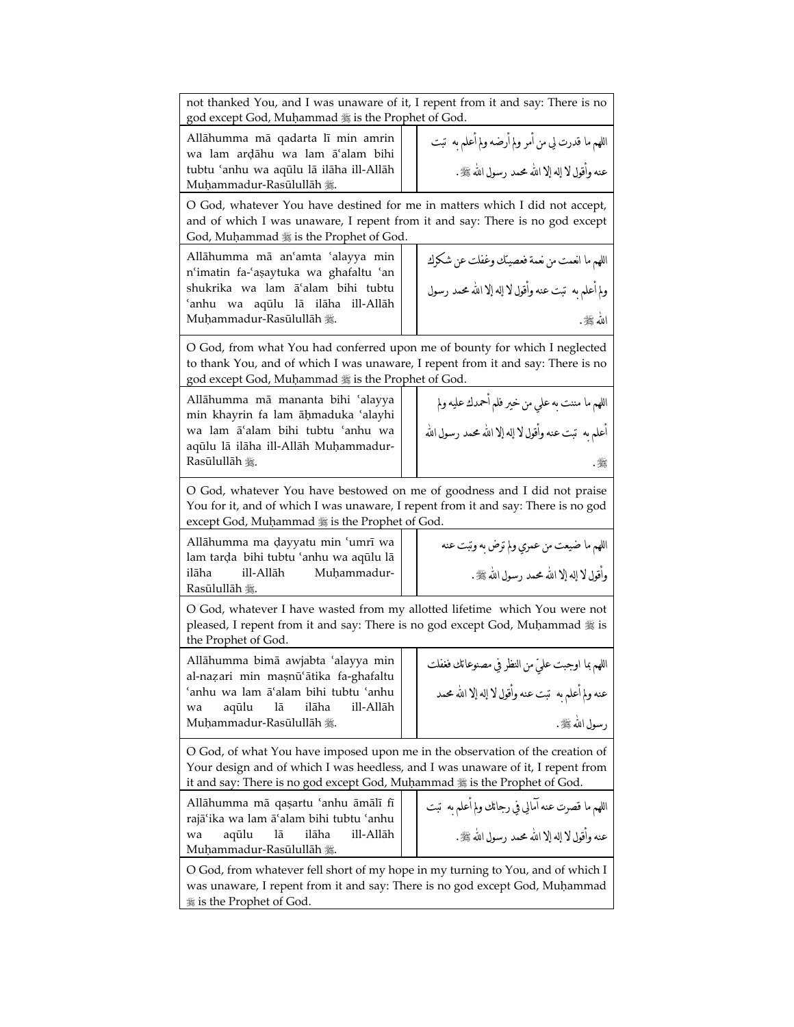not thanked You, and I was unaware of it, I repent from it and say: There is no god except God, Muḥammad ﷺ is the Prophet of God.

| Allāhumma mā qadarta lī min amrin wa lam arḍāhu wa lam āʿalam bihi tubtu ʿanhu wa aqūlu lā ilāha ill-Allāh Muḥammadur-Rasūlullāh ﷺ. | اللهم ما قدرت لي من أمر ولم أرضه ولم أعلم به تبت عنه وأقول لا إله إلا الله محمد رسول الله ﷺ. |
|---|---|

O God, whatever You have destined for me in matters which I did not accept, and of which I was unaware, I repent from it and say: There is no god except God, Muḥammad ﷺ is the Prophet of God.

| Allāhumma mā anʿamta ʿalayya min nʿimatin fa-ʿaṣaytuka wa ghafaltu ʿan shukrika wa lam āʿalam bihi tubtu ʿanhu wa aqūlu lā ilāha ill-Allāh Muḥammadur-Rasūlullāh ﷺ. | اللهم ما انعمت من نعمة فعصيتك وغفلت عن شكرك ولم أعلم به تبت عنه وأقول لا إله إلا الله محمد رسول الله ﷺ. |
|---|---|

O God, from what You had conferred upon me of bounty for which I neglected to thank You, and of which I was unaware, I repent from it and say: There is no god except God, Muḥammad ﷺ is the Prophet of God.

| Allāhumma mā mananta bihi ʿalayya min khayrin fa lam āḥmaduka ʿalayhi wa lam āʿalam bihi tubtu ʿanhu wa aqūlu lā ilāha ill-Allāh Muḥammadur-Rasūlullāh ﷺ. | اللهم ما مننت به علي من خير فلم أحمدك عليه ولم أعلم به تبت عنه وأقول لا إله إلا الله محمد رسول الله ﷺ. |
|---|---|

O God, whatever You have bestowed on me of goodness and I did not praise You for it, and of which I was unaware, I repent from it and say: There is no god except God, Muḥammad ﷺ is the Prophet of God.

| Allāhumma ma ḍayyatu min ʿumrī wa lam tarḍa bihi tubtu ʿanhu wa aqūlu lā ilāha ill-Allāh Muḥammadur-Rasūlullāh ﷺ. | اللهم ما ضيعت من عمري ولم ترض به وتبت عنه وأقول لا إله إلا الله محمد رسول الله ﷺ. |
|---|---|

O God, whatever I have wasted from my allotted lifetime which You were not pleased, I repent from it and say: There is no god except God, Muḥammad ﷺ is the Prophet of God.

| Allāhumma bimā awjabta ʿalayya min al-naẓari min maṣnūʿātika fa-ghafaltu ʿanhu wa lam āʿalam bihi tubtu ʿanhu wa aqūlu lā ilāha ill-Allāh Muḥammadur-Rasūlullāh ﷺ. | اللهم بما اوجبت عليّ من النظر في مصنوعاتك فغفلت عنه ولم أعلم به تبت عنه وأقول لا إله إلا الله محمد رسول الله ﷺ. |
|---|---|

O God, of what You have imposed upon me in the observation of the creation of Your design and of which I was heedless, and I was unaware of it, I repent from it and say: There is no god except God, Muḥammad ﷺ is the Prophet of God.

| Allāhumma mā qaṣartu ʿanhu āmālī fī rajāʿika wa lam āʿalam bihi tubtu ʿanhu wa aqūlu lā ilāha ill-Allāh Muḥammadur-Rasūlullāh ﷺ. | اللهم ما قصرت عنه آمالي في رجائك ولم أعلم به تبت عنه وأقول لا إله إلا الله محمد رسول الله ﷺ. |
|---|---|

O God, from whatever fell short of my hope in my turning to You, and of which I was unaware, I repent from it and say: There is no god except God, Muḥammad ﷺ is the Prophet of God.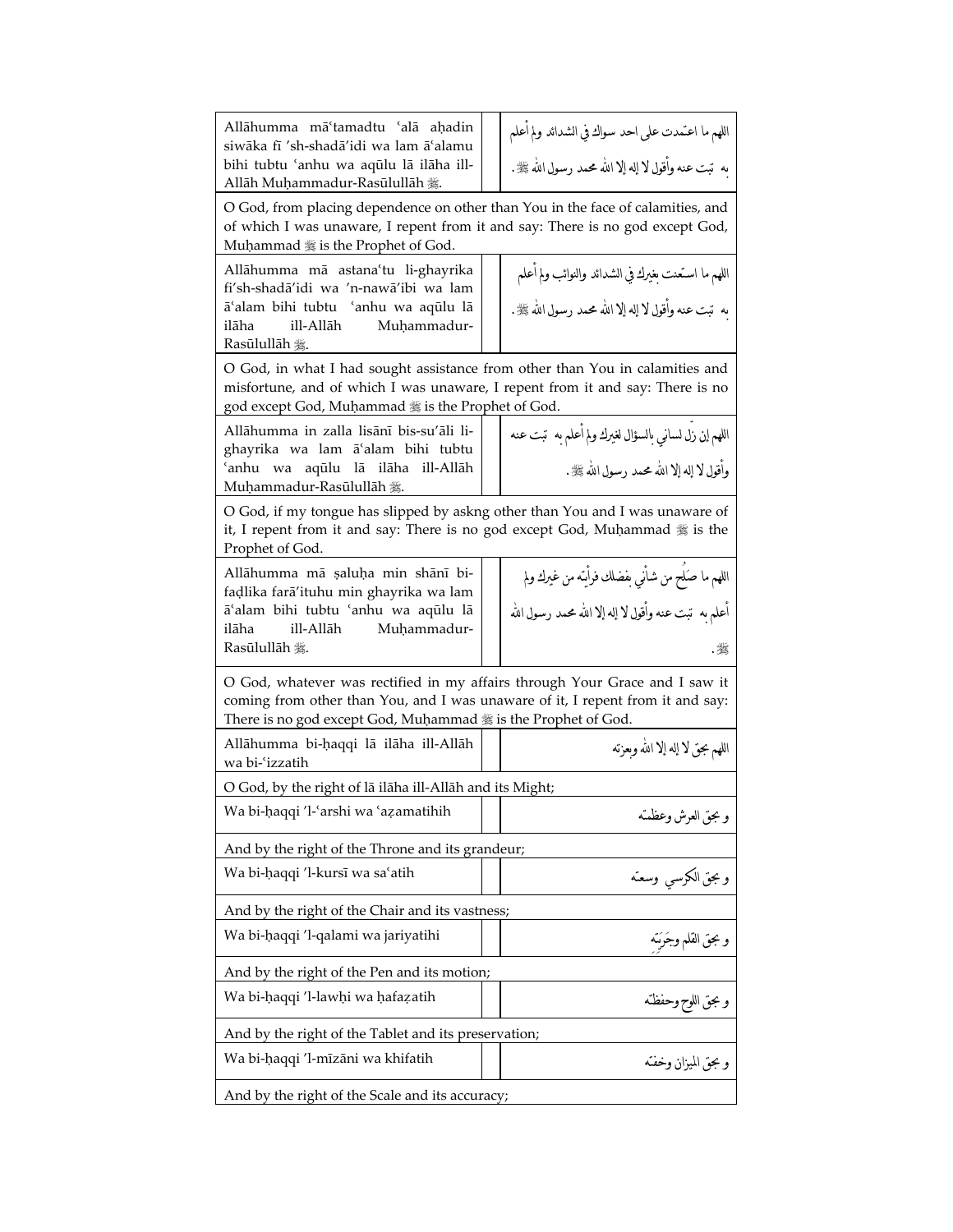| Allāhumma māʿtamadtu ʿalā aḥadin siwāka fī 'sh-shadā'idi wa lam āʿalamu bihi tubtu ʿanhu wa aqūlu lā ilāha ill-Allāh Muḥammadur-Rasūlullāh ﷺ. | | اللهم ما اعتّمدت على احد سواك في الشدائد ولم أعلم به تبت عنه وأقول لا إله إلا الله محمد رسول الله ﷺ. |
|---|---|---|
| O God, from placing dependence on other than You in the face of calamities, and of which I was unaware, I repent from it and say: There is no god except God, Muḥammad ﷺ is the Prophet of God. | | |
| Allāhumma mā astanaʿtu li-ghayrika fi'sh-shadā'idi wa 'n-nawā'ibi wa lam āʿalam bihi tubtu ʿanhu wa aqūlu lā ilāha ill-Allāh Muḥammadur-Rasūlullāh ﷺ. | | اللهم ما استّعنت بغيرك في الشدائد والنوائب ولم أعلم به تبت عنه وأقول لا إله إلا الله محمد رسول الله ﷺ. |
| O God, in what I had sought assistance from other than You in calamities and misfortune, and of which I was unaware, I repent from it and say: There is no god except God, Muḥammad ﷺ is the Prophet of God. | | |
| Allāhumma in zalla lisānī bis-su'āli li-ghayrika wa lam āʿalam bihi tubtu ʿanhu wa aqūlu lā ilāha ill-Allāh Muḥammadur-Rasūlullāh ﷺ. | | اللهم إن زلّ لساني بالسؤال لغيرك ولم أعلم به تبت عنه وأقول لا إله إلا الله محمد رسول الله ﷺ. |
| O God, if my tongue has slipped by askng other than You and I was unaware of it, I repent from it and say: There is no god except God, Muḥammad ﷺ is the Prophet of God. | | |
| Allāhumma mā ṣaluḥa min shānī bi-faḍlika farā'ituhu min ghayrika wa lam āʿalam bihi tubtu ʿanhu wa aqūlu lā ilāha ill-Allāh Muḥammadur-Rasūlullāh ﷺ. | | اللهم ما صَلُح من شأني بفضلك فرأيته من غيرك ولم أعلم به تبت عنه وأقول لا إله إلا الله محمد رسول الله ﷺ. |
| O God, whatever was rectified in my affairs through Your Grace and I saw it coming from other than You, and I was unaware of it, I repent from it and say: There is no god except God, Muḥammad ﷺ is the Prophet of God. | | |
| Allāhumma bi-ḥaqqi lā ilāha ill-Allāh wa bi-ʿizzatih | | اللهم بحقّ لا إله إلا الله وبعزته |
| O God, by the right of lā ilāha ill-Allāh and its Might; | | |
| Wa bi-ḥaqqi 'l-ʿarshi wa ʿaẓamatihih | | و بحقّ العرش وعظمته |
| And by the right of the Throne and its grandeur; | | |
| Wa bi-ḥaqqi 'l-kursī wa saʿatih | | و بحقّ الكرسي وسعته |
| And by the right of the Chair and its vastness; | | |
| Wa bi-ḥaqqi 'l-qalami wa jariyatihi | | و بحقّ القلم وجَرِيَته |
| And by the right of the Pen and its motion; | | |
| Wa bi-ḥaqqi 'l-lawḥi wa ḥafaẓatih | | و بحقّ اللوح وحفظته |
| And by the right of the Tablet and its preservation; | | |
| Wa bi-ḥaqqi 'l-mīzāni wa khifatih | | و بحقّ الميزان وخفته |
| And by the right of the Scale and its accuracy; | | |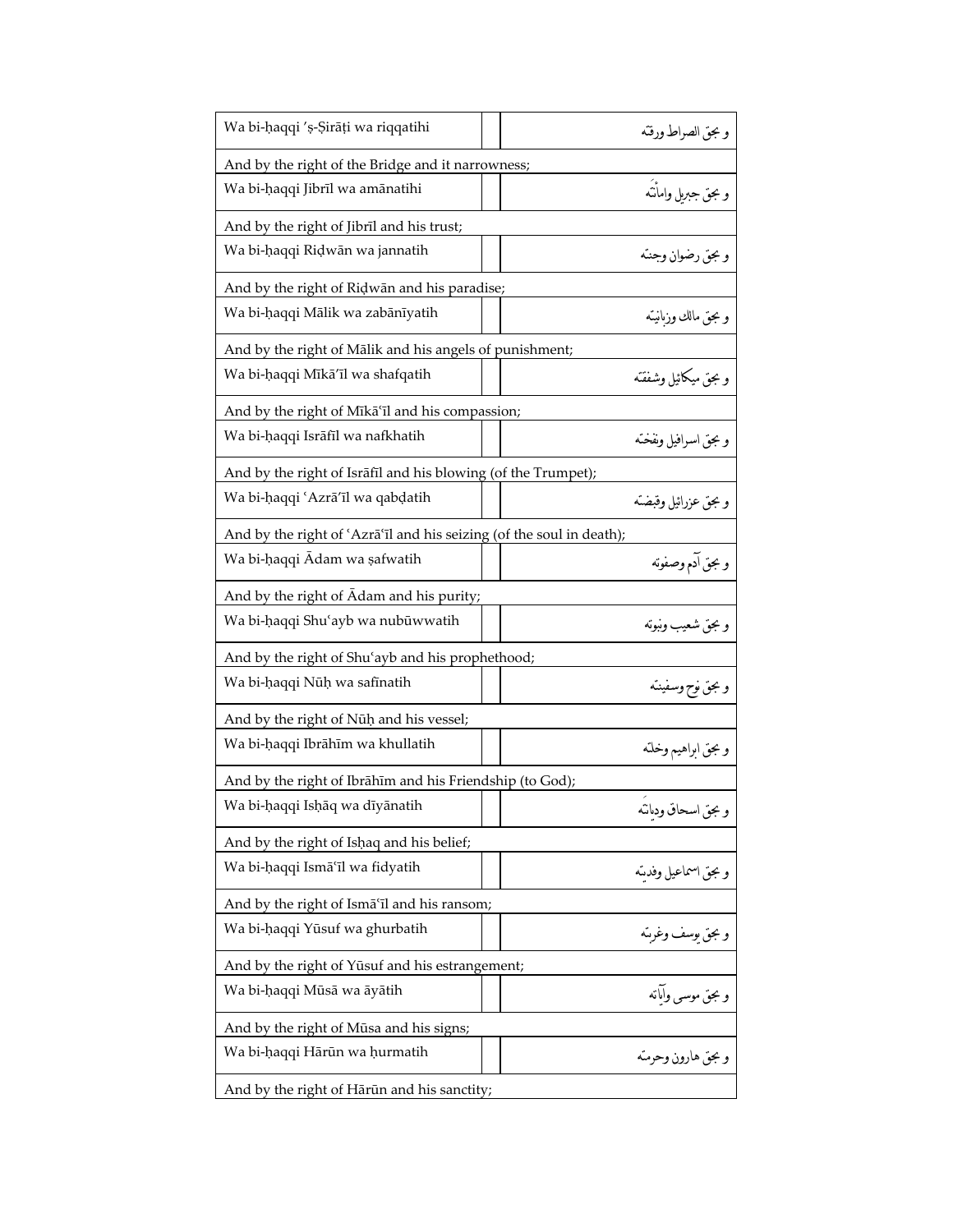| Wa bi-ḥaqqi 'ṣ-Ṣirāṭi wa riqqatihi | | و بحقّ الصراط ورقته |
|---|---|---|
| And by the right of the Bridge and it narrowness; | | |
| Wa bi-ḥaqqi Jibrīl wa amānatihi | | و بحقّ جبريل وامانَته |
| And by the right of Jibrīl and his trust; | | |
| Wa bi-ḥaqqi Riḍwān wa jannatih | | و بحقّ رضوان وجنته |
| And by the right of Riḍwān and his paradise; | | |
| Wa bi-ḥaqqi Mālik wa zabānīyatih | | و بحقّ مالك وزبانيته |
| And by the right of Mālik and his angels of punishment; | | |
| Wa bi-ḥaqqi Mīkā'īl wa shafqatih | | و بحقّ ميكائيل وشفقته |
| And by the right of Mīkā'īl and his compassion; | | |
| Wa bi-ḥaqqi Isrāfīl wa nafkhatih | | و بحقّ اسرافيل ونفخته |
| And by the right of Isrāfīl and his blowing (of the Trumpet); | | |
| Wa bi-ḥaqqi 'Azrā'īl wa qabḍatih | | و بحقّ عزرائيل وقبضته |
| And by the right of 'Azrā'īl and his seizing (of the soul in death); | | |
| Wa bi-ḥaqqi Ādam wa ṣafwatih | | و بحقّ آدم وصفوته |
| And by the right of Ādam and his purity; | | |
| Wa bi-ḥaqqi Shu'ayb wa nubūwwatih | | و بحقّ شعيب ونبوته |
| And by the right of Shu'ayb and his prophethood; | | |
| Wa bi-ḥaqqi Nūḥ wa safīnatih | | و بحقّ نوح وسفينته |
| And by the right of Nūḥ and his vessel; | | |
| Wa bi-ḥaqqi Ibrāhīm wa khullatih | | و بحقّ ابراهيم وخلته |
| And by the right of Ibrāhīm and his Friendship (to God); | | |
| Wa bi-ḥaqqi Isḥāq wa dīyānatih | | و بحقّ اسحاق وديانَته |
| And by the right of Isḥaq and his belief; | | |
| Wa bi-ḥaqqi Ismā'īl wa fidyatih | | و بحقّ اسماعيل وفديته |
| And by the right of Ismā'īl and his ransom; | | |
| Wa bi-ḥaqqi Yūsuf wa ghurbatih | | و بحقّ يوسف وغربته |
| And by the right of Yūsuf and his estrangement; | | |
| Wa bi-ḥaqqi Mūsā wa āyātih | | و بحقّ موسى وآياته |
| And by the right of Mūsa and his signs; | | |
| Wa bi-ḥaqqi Hārūn wa ḥurmatih | | و بحقّ هارون وحرمته |
| And by the right of Hārūn and his sanctity; | | |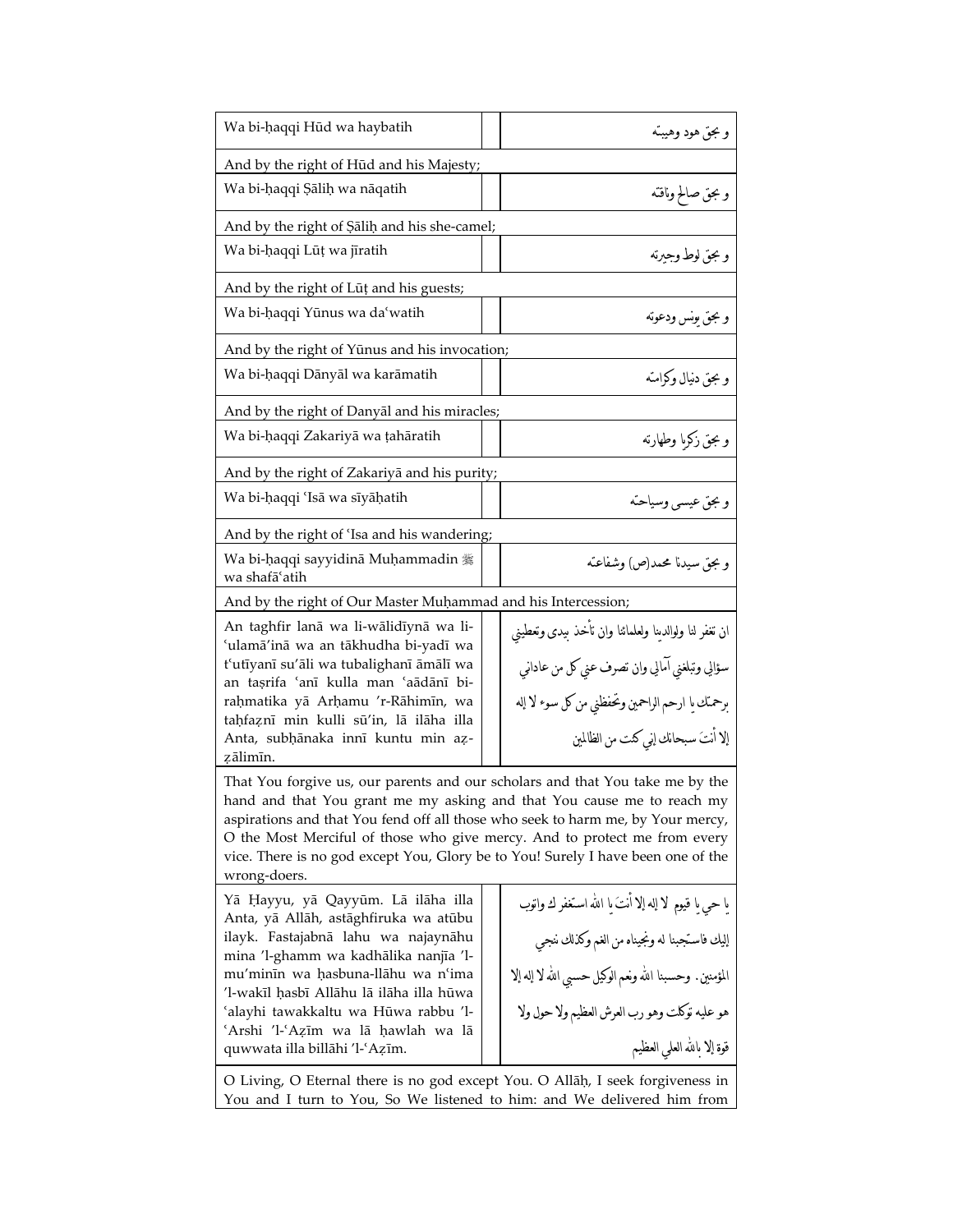| Wa bi-ḥaqqi Hūd wa haybatih | | و بحقّ هود وهيبتہ |
|---|---|---|
| And by the right of Hūd and his Majesty; | | |
| Wa bi-ḥaqqi Ṣāliḥ wa nāqatih | | و بحقّ صالح وناقتہ |
| And by the right of Ṣāliḥ and his she-camel; | | |
| Wa bi-ḥaqqi Lūṭ wa jīratih | | و بحقّ لوط وجيرتہ |
| And by the right of Lūṭ and his guests; | | |
| Wa bi-ḥaqqi Yūnus wa daʿwatih | | و بحقّ يونس ودعوتہ |
| And by the right of Yūnus and his invocation; | | |
| Wa bi-ḥaqqi Dānyāl wa karāmatih | | و بحقّ دنيال وكرامتہ |
| And by the right of Danyāl and his miracles; | | |
| Wa bi-ḥaqqi Zakariyā wa ṭahāratih | | و بحقّ زكريا وطهارتہ |
| And by the right of Zakariyā and his purity; | | |
| Wa bi-ḥaqqi ʿIsā wa sīyāḥatih | | و بحقّ عيسى وسياحتہ |
| And by the right of ʿIsa and his wandering; | | |
| Wa bi-ḥaqqi sayyidinā Muḥammadin ﷺ wa shafāʿatih | | و بحقّ سيدنا محمد(ص) وشفاعتہ |
| And by the right of Our Master Muḥammad and his Intercession; | | |
| An taghfir lanā wa li-wālidīynā wa li-ʿulamāʾinā wa an tākhudha bi-yadī wa tʿutīyanī suʾāli wa tubalighanī āmālī wa an taṣrifa ʿanī kulla man ʿaādānī bi-raḥmatika yā Arḥamu ʾr-Rāhimīn, wa taḥfaẓnī min kulli sūʾin, lā ilāha illa Anta, subḥānaka innī kuntu min aẓ-ẓālimīn. | | ان تغفر لنا ولوالدينا ولعلمائنا وان تأخذ بيدى وتعطيني سؤالي وتبلغني آمالي وان تصرف عني كل من عاداني برحمتك يا ارحم الراحمين وتحفظني من كل سوء لا إله إلا أنتَ سبحانك إني كنت من الظالمين |
| That You forgive us, our parents and our scholars and that You take me by the hand and that You grant me my asking and that You cause me to reach my aspirations and that You fend off all those who seek to harm me, by Your mercy, O the Most Merciful of those who give mercy. And to protect me from every vice. There is no god except You, Glory be to You! Surely I have been one of the wrong-doers. | | |
| Yā Ḥayyu, yā Qayyūm. Lā ilāha illa Anta, yā Allāh, astāghfiruka wa atūbu ilayk. Fastajabnā lahu wa najaynāhu mina ʾl-ghamm wa kadhālika nanjīa ʾl-muʾminīn wa ḥasbuna-llāhu wa nʿima ʾl-wakīl ḥasbī Allāhu lā ilāha illa hūwa ʿalayhi tawakkaltu wa Hūwa rabbu ʾl-ʿArshi ʾl-ʿAẓīm wa lā ḥawlah wa lā quwwata illa billāhi ʾl-ʿAẓīm. | | يا حي يا قيوم لا إله إلا أنتَ يا الله استغفرك واتوب إليك فاستجبنا له ونجيناه من الغم وكذلك ننجي المؤمنين. وحسبنا الله ونعم الوكيل حسبي الله لا إله إلا هو عليه توكلت وهو رب العرش العظيم ولا حول ولا قوة إلا بالله العلي العظيم |
| O Living, O Eternal there is no god except You. O Allāḥ, I seek forgiveness in You and I turn to You, So We listened to him: and We delivered him from | | |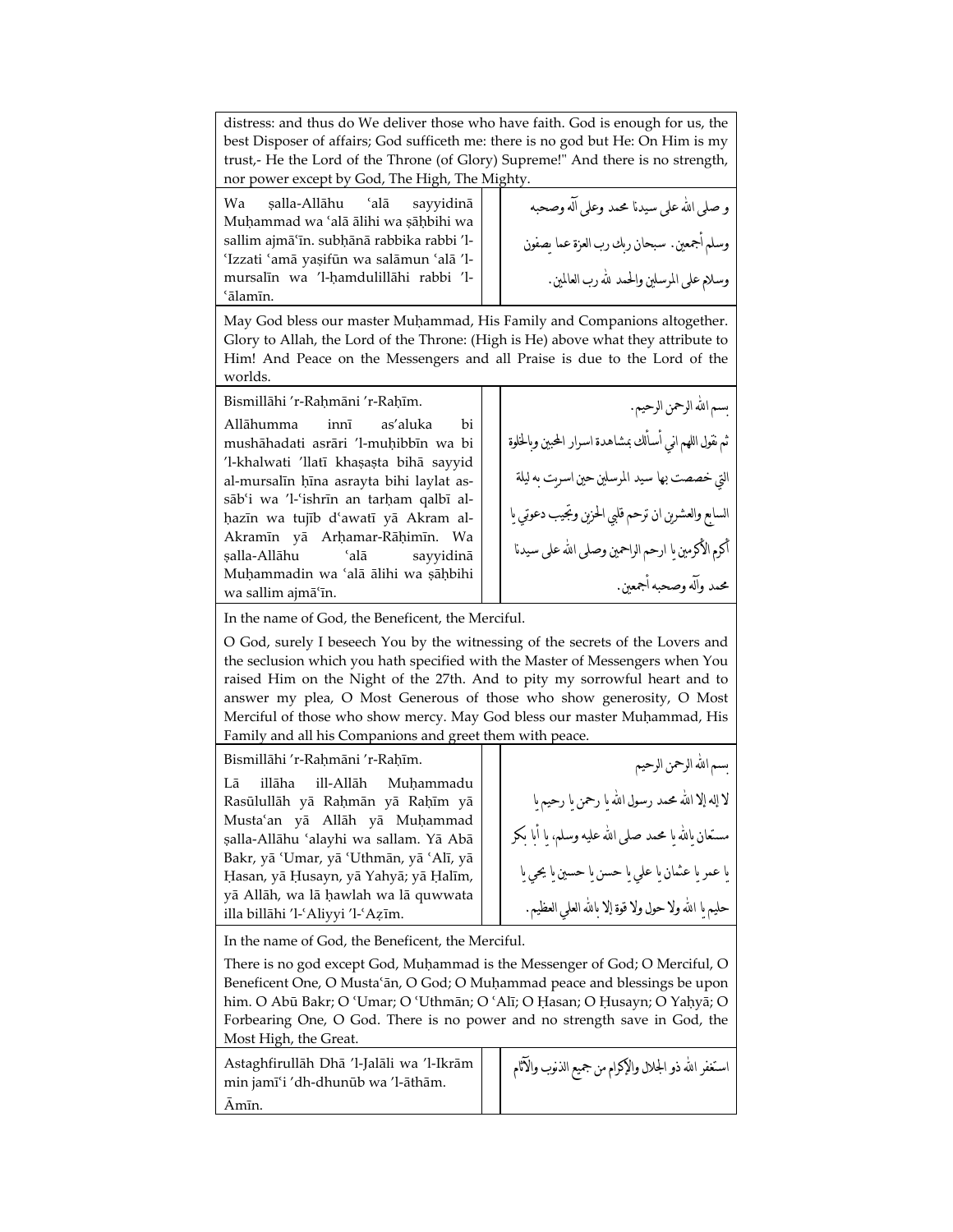distress: and thus do We deliver those who have faith. God is enough for us, the best Disposer of affairs; God sufficeth me: there is no god but He: On Him is my trust,- He the Lord of the Throne (of Glory) Supreme!" And there is no strength, nor power except by God, The High, The Mighty.

| Transliteration | Arabic |
|---|---|
| Wa ṣalla-Allāhu ʿalā sayyidinā Muḥammad wa ʿalā ālihi wa ṣāḥbihi wa sallim ajmāʿīn. subḥānā rabbika rabbi ʾl-ʿIzzati ʿamā yaṣifūn wa salāmun ʿalā ʾl-mursalīn wa ʾl-ḥamdulillāhi rabbi ʾl-ʿālamīn. | و صلى الله على سيدنا محمد وعلى آله وصحبه وسلم أجمعين. سبحان ربك رب العزة عما يصفون وسلام على المرسلين والحمد لله رب العالمين. |

May God bless our master Muḥammad, His Family and Companions altogether. Glory to Allah, the Lord of the Throne: (High is He) above what they attribute to Him! And Peace on the Messengers and all Praise is due to the Lord of the worlds.

| Transliteration | Arabic |
|---|---|
| Bismillāhi ʾr-Raḥmāni ʾr-Raḥīm. Allāhumma innī as'aluka bi mushāhadati asrāri ʾl-muḥibbīn wa bi ʾl-khalwati ʾllatī khaṣaṣta bihā sayyid al-mursalīn ḥīna asrayta bihi laylat as-sābʿi wa ʾl-ʿishrīn an tarḥam qalbī al-ḥazīn wa tujīb dʿawatī yā Akram al-Akramīn yā Arḥamar-Rāḥimīn. Wa ṣalla-Allāhu ʿalā sayyidinā Muḥammadin wa ʿalā ālihi wa ṣāḥbihi wa sallim ajmāʿīn. | بسم الله الرحمن الرحيم. ثم تقول اللهم اني أسألك بمشاهدة اسرار المحبين وبالخلوة التي خصصت بها سيد المرسلين حين اسريت به ليلة السابع والعشرين ان ترحم قلبي الحزين وتجيب دعوتي يا أكرم الأكرمين يا ارحم الراحمين وصلى الله على سيدنا محمد وآله وصحبه أجمعين. |

In the name of God, the Beneficent, the Merciful.

O God, surely I beseech You by the witnessing of the secrets of the Lovers and the seclusion which you hath specified with the Master of Messengers when You raised Him on the Night of the 27th. And to pity my sorrowful heart and to answer my plea, O Most Generous of those who show generosity, O Most Merciful of those who show mercy. May God bless our master Muḥammad, His Family and all his Companions and greet them with peace.

| Transliteration | Arabic |
|---|---|
| Bismillāhi ʾr-Raḥmāni ʾr-Raḥīm. Lā illāha ill-Allāh Muḥammadu Rasūlullāh yā Raḥmān yā Raḥīm yā Mustaʿan yā Allāh yā Muḥammad ṣalla-Allāhu ʿalayhi wa sallam. Yā Abā Bakr, yā ʿUmar, yā ʿUthmān, yā ʿAlī, yā Ḥasan, yā Ḥusayn, yā Yahyā; yā Ḥalīm, yā Allāh, wa lā ḥawlah wa lā quwwata illa billāhi ʾl-ʿAliyyi ʾl-ʿAẓīm. | بسم الله الرحمن الرحيم لا إله إلا الله محمد رسول الله يا رحمن يا رحيم يا مستعان بالله يا محمد صلى الله عليه وسلم، يا أبا بكر يا عمر يا عثمان يا علي يا حسن يا حسين يا يحي يا حليم يا الله ولا حول ولا قوة إلا بالله العلي العظيم. |

In the name of God, the Beneficent, the Merciful.

There is no god except God, Muḥammad is the Messenger of God; O Merciful, O Beneficent One, O Mustaʿān, O God; O Muḥammad peace and blessings be upon him. O Abū Bakr; O ʿUmar; O ʿUthmān; O ʿAlī; O Ḥasan; O Ḥusayn; O Yaḥyā; O Forbearing One, O God. There is no power and no strength save in God, the Most High, the Great.

| Transliteration | Arabic |
|---|---|
| Astaghfirullāh Dhā ʾl-Jalāli wa ʾl-Ikrām min jamīʿi ʾdh-dhunūb wa ʾl-āthām. Āmīn. | استغفر الله ذو الجلال والإكرام من جميع الذنوب والآثام |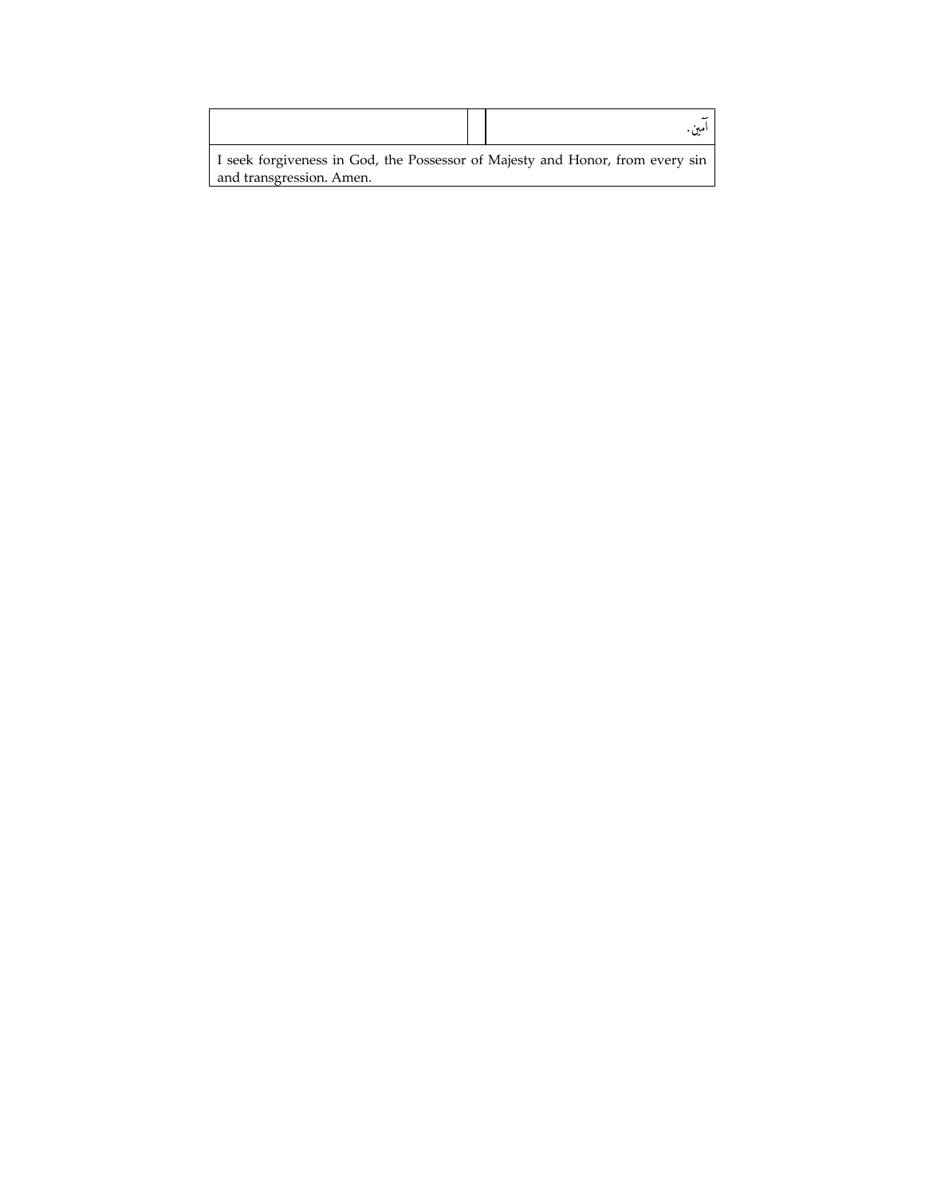| | | |
|---|---|---|
| | | آمین. |
| I seek forgiveness in God, the Possessor of Majesty and Honor, from every sin and transgression. Amen. | | |